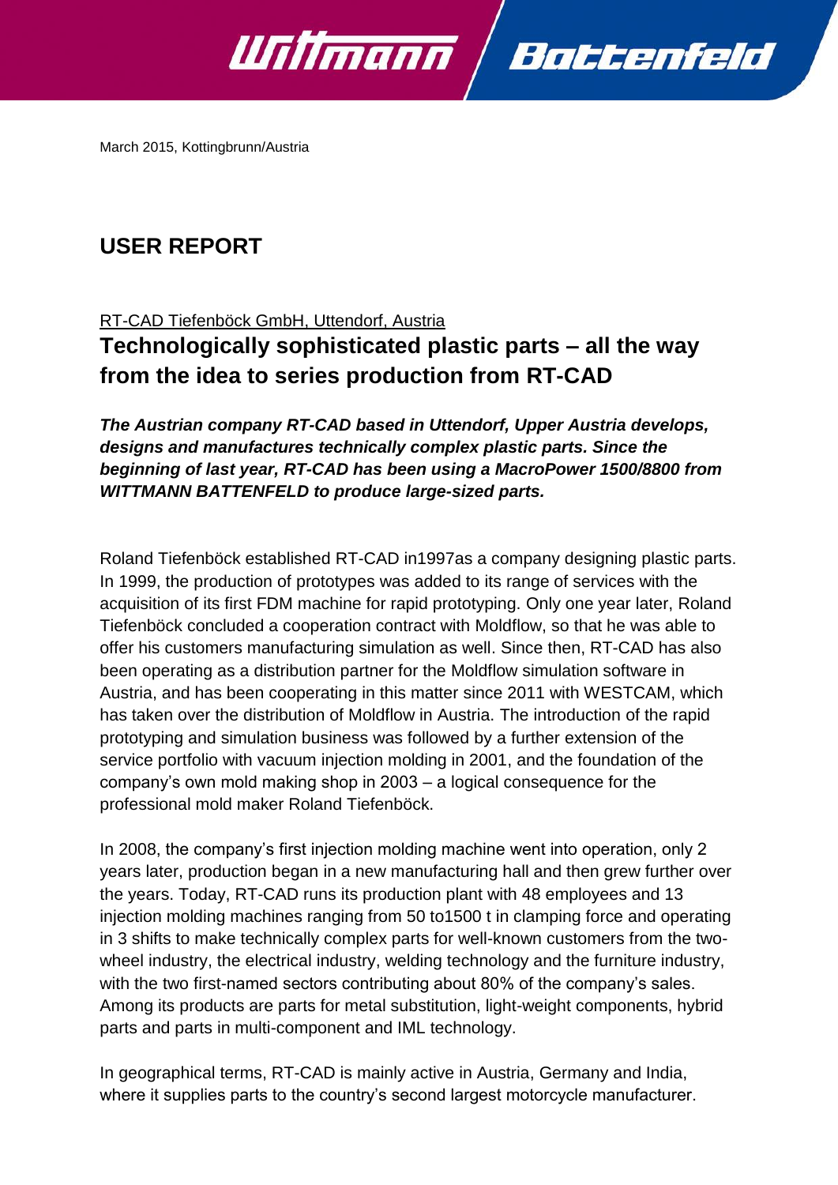March 2015, Kottingbrunn/Austria

# USER REPORT

RT-CAD Tiefenböck GmbH, Uttendorf, Austria

## Technologically sophisticated plastic parts – all the way from the idea to series production from RT-CAD

***The Austrian company RT-CAD based in Uttendorf, Upper Austria develops, designs and manufactures technically complex plastic parts. Since the beginning of last year, RT-CAD has been using a MacroPower 1500/8800 from WITTMANN BATTENFELD to produce large-sized parts.***

Roland Tiefenböck established RT-CAD in1997as a company designing plastic parts. In 1999, the production of prototypes was added to its range of services with the acquisition of its first FDM machine for rapid prototyping. Only one year later, Roland Tiefenböck concluded a cooperation contract with Moldflow, so that he was able to offer his customers manufacturing simulation as well. Since then, RT-CAD has also been operating as a distribution partner for the Moldflow simulation software in Austria, and has been cooperating in this matter since 2011 with WESTCAM, which has taken over the distribution of Moldflow in Austria. The introduction of the rapid prototyping and simulation business was followed by a further extension of the service portfolio with vacuum injection molding in 2001, and the foundation of the company's own mold making shop in 2003 – a logical consequence for the professional mold maker Roland Tiefenböck.

In 2008, the company's first injection molding machine went into operation, only 2 years later, production began in a new manufacturing hall and then grew further over the years. Today, RT-CAD runs its production plant with 48 employees and 13 injection molding machines ranging from 50 to1500 t in clamping force and operating in 3 shifts to make technically complex parts for well-known customers from the two-wheel industry, the electrical industry, welding technology and the furniture industry, with the two first-named sectors contributing about 80% of the company's sales. Among its products are parts for metal substitution, light-weight components, hybrid parts and parts in multi-component and IML technology.

In geographical terms, RT-CAD is mainly active in Austria, Germany and India, where it supplies parts to the country's second largest motorcycle manufacturer.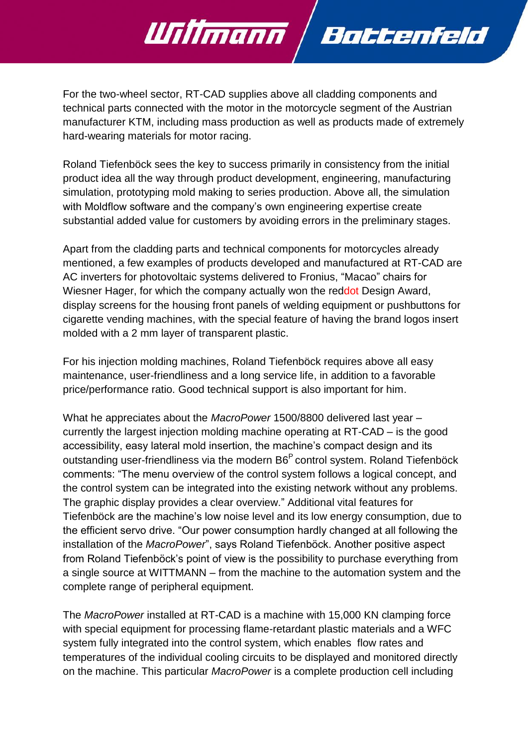For the two-wheel sector, RT-CAD supplies above all cladding components and technical parts connected with the motor in the motorcycle segment of the Austrian manufacturer KTM, including mass production as well as products made of extremely hard-wearing materials for motor racing.

Roland Tiefenböck sees the key to success primarily in consistency from the initial product idea all the way through product development, engineering, manufacturing simulation, prototyping mold making to series production. Above all, the simulation with Moldflow software and the company's own engineering expertise create substantial added value for customers by avoiding errors in the preliminary stages.

Apart from the cladding parts and technical components for motorcycles already mentioned, a few examples of products developed and manufactured at RT-CAD are AC inverters for photovoltaic systems delivered to Fronius, "Macao" chairs for Wiesner Hager, for which the company actually won the reddot Design Award, display screens for the housing front panels of welding equipment or pushbuttons for cigarette vending machines, with the special feature of having the brand logos insert molded with a 2 mm layer of transparent plastic.

For his injection molding machines, Roland Tiefenböck requires above all easy maintenance, user-friendliness and a long service life, in addition to a favorable price/performance ratio. Good technical support is also important for him.

What he appreciates about the *MacroPower* 1500/8800 delivered last year – currently the largest injection molding machine operating at RT-CAD – is the good accessibility, easy lateral mold insertion, the machine's compact design and its outstanding user-friendliness via the modern B6[P] control system. Roland Tiefenböck comments: "The menu overview of the control system follows a logical concept, and the control system can be integrated into the existing network without any problems. The graphic display provides a clear overview." Additional vital features for Tiefenböck are the machine's low noise level and its low energy consumption, due to the efficient servo drive. "Our power consumption hardly changed at all following the installation of the *MacroPower*", says Roland Tiefenböck. Another positive aspect from Roland Tiefenböck's point of view is the possibility to purchase everything from a single source at WITTMANN – from the machine to the automation system and the complete range of peripheral equipment.

The *MacroPower* installed at RT-CAD is a machine with 15,000 KN clamping force with special equipment for processing flame-retardant plastic materials and a WFC system fully integrated into the control system, which enables flow rates and temperatures of the individual cooling circuits to be displayed and monitored directly on the machine. This particular *MacroPower* is a complete production cell including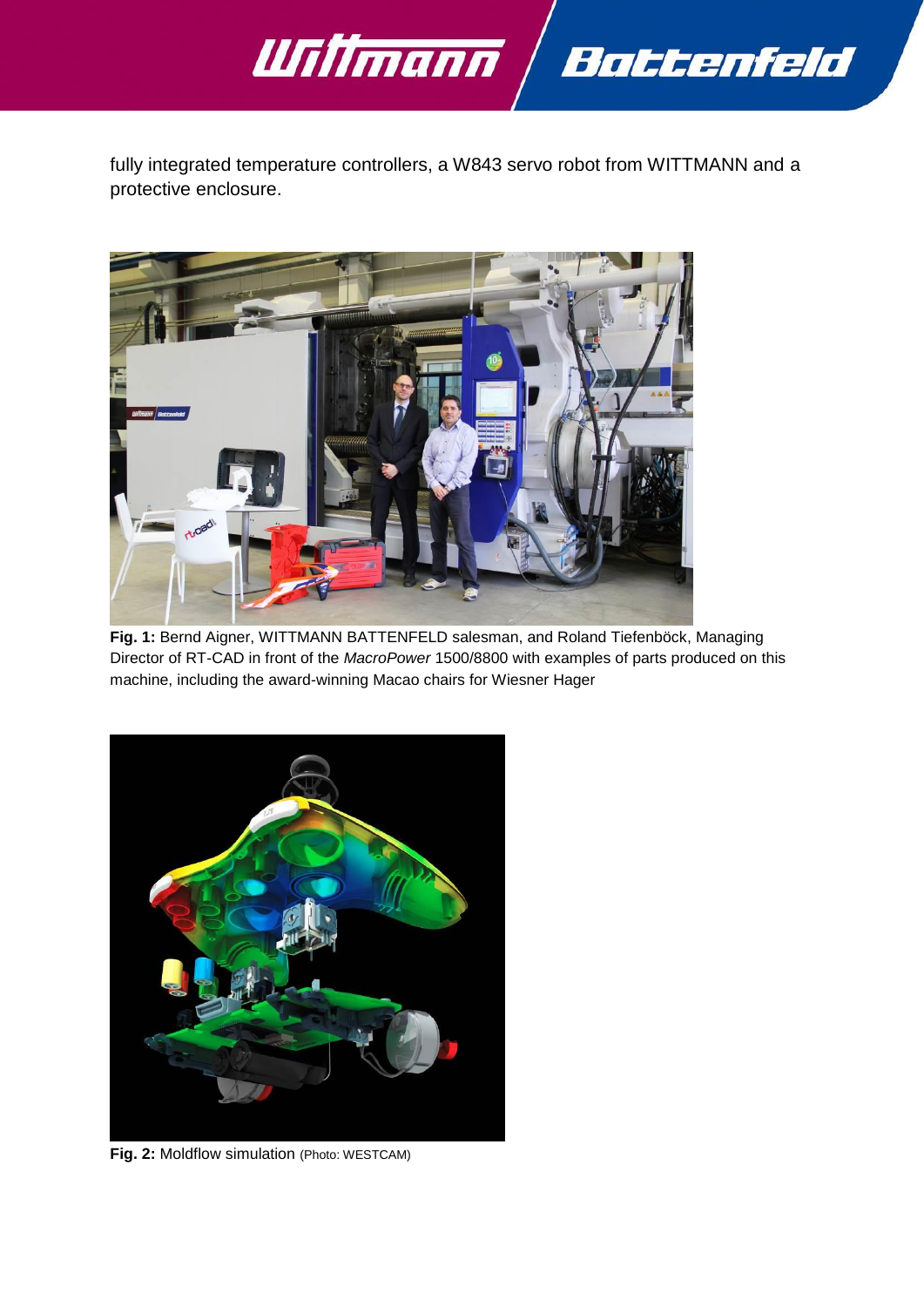fully integrated temperature controllers, a W843 servo robot from WITTMANN and a protective enclosure.

**Fig. 1:** Bernd Aigner, WITTMANN BATTENFELD salesman, and Roland Tiefenböck, Managing Director of RT-CAD in front of the *MacroPower* 1500/8800 with examples of parts produced on this machine, including the award-winning Macao chairs for Wiesner Hager

**Fig. 2:** Moldflow simulation (Photo: WESTCAM)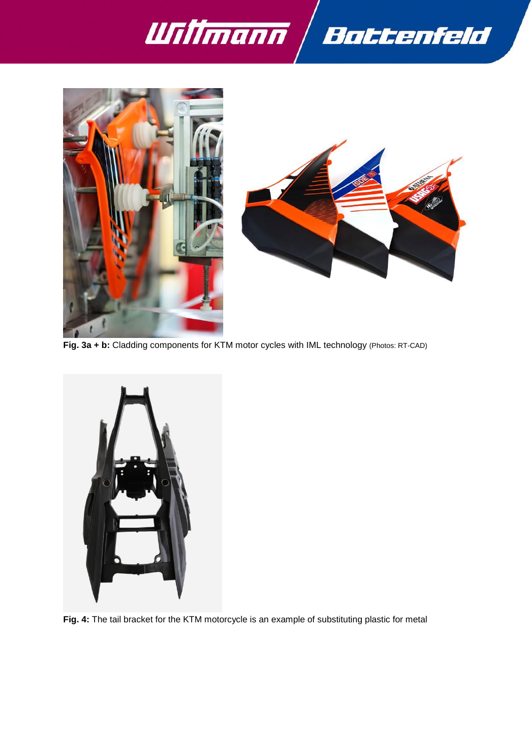**Fig. 3a + b:** Cladding components for KTM motor cycles with IML technology (Photos: RT-CAD)

**Fig. 4:** The tail bracket for the KTM motorcycle is an example of substituting plastic for metal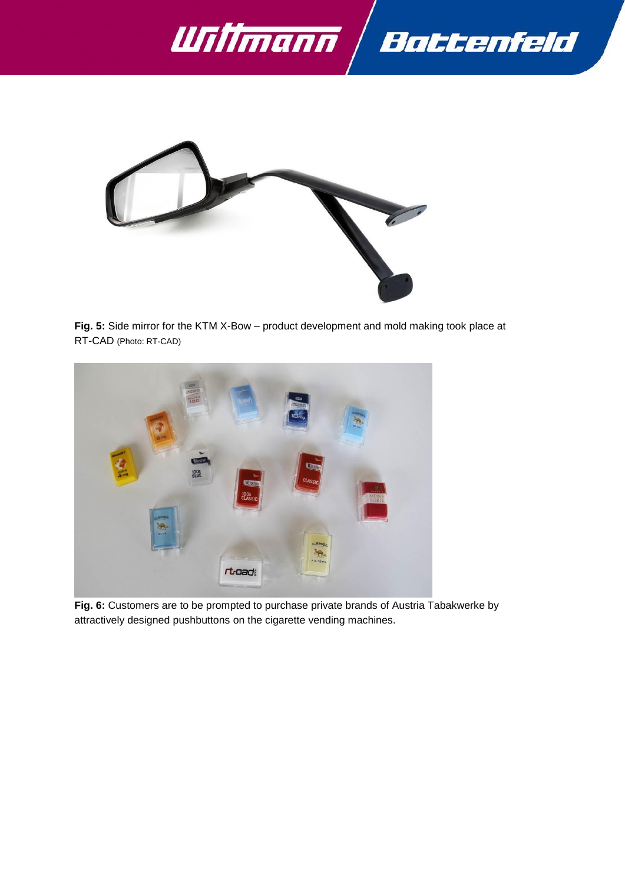**Fig. 5:** Side mirror for the KTM X-Bow – product development and mold making took place at RT-CAD (Photo: RT-CAD)

**Fig. 6:** Customers are to be prompted to purchase private brands of Austria Tabakwerke by attractively designed pushbuttons on the cigarette vending machines.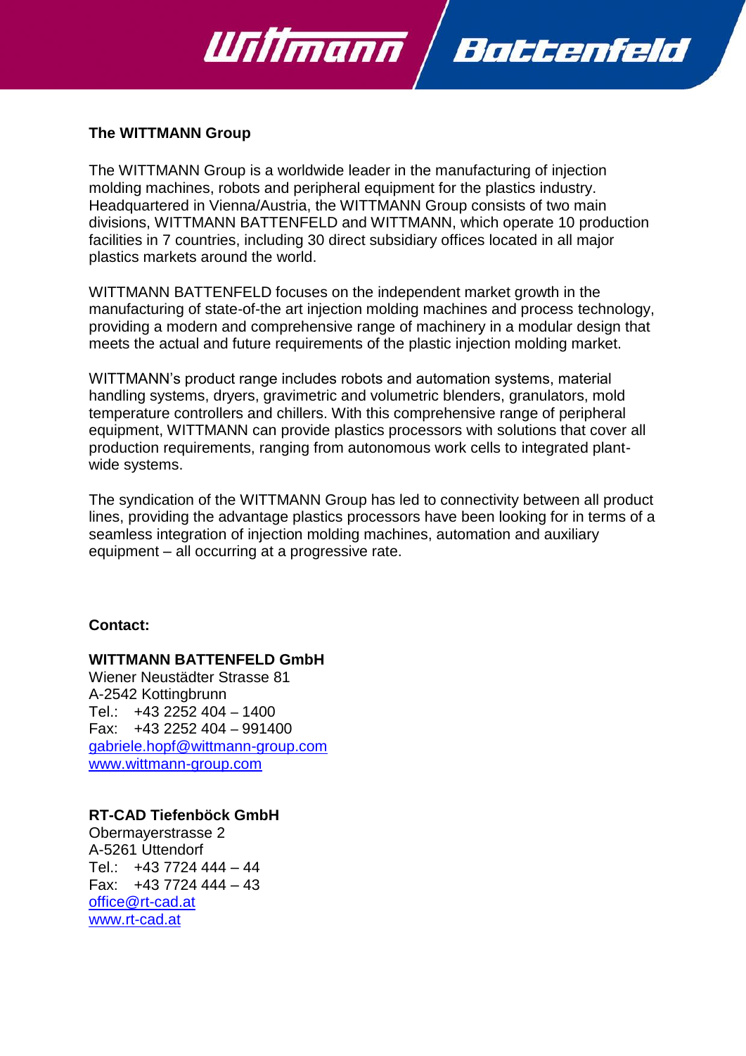**The WITTMANN Group**

The WITTMANN Group is a worldwide leader in the manufacturing of injection molding machines, robots and peripheral equipment for the plastics industry. Headquartered in Vienna/Austria, the WITTMANN Group consists of two main divisions, WITTMANN BATTENFELD and WITTMANN, which operate 10 production facilities in 7 countries, including 30 direct subsidiary offices located in all major plastics markets around the world.

WITTMANN BATTENFELD focuses on the independent market growth in the manufacturing of state-of-the art injection molding machines and process technology, providing a modern and comprehensive range of machinery in a modular design that meets the actual and future requirements of the plastic injection molding market.

WITTMANN's product range includes robots and automation systems, material handling systems, dryers, gravimetric and volumetric blenders, granulators, mold temperature controllers and chillers. With this comprehensive range of peripheral equipment, WITTMANN can provide plastics processors with solutions that cover all production requirements, ranging from autonomous work cells to integrated plant-wide systems.

The syndication of the WITTMANN Group has led to connectivity between all product lines, providing the advantage plastics processors have been looking for in terms of a seamless integration of injection molding machines, automation and auxiliary equipment – all occurring at a progressive rate.

**Contact:**

**WITTMANN BATTENFELD GmbH**
Wiener Neustädter Strasse 81
A-2542 Kottingbrunn
Tel.: +43 2252 404 – 1400
Fax: +43 2252 404 – 991400
gabriele.hopf@wittmann-group.com
www.wittmann-group.com

**RT-CAD Tiefenböck GmbH**
Obermayerstrasse 2
A-5261 Uttendorf
Tel.: +43 7724 444 – 44
Fax: +43 7724 444 – 43
office@rt-cad.at
www.rt-cad.at